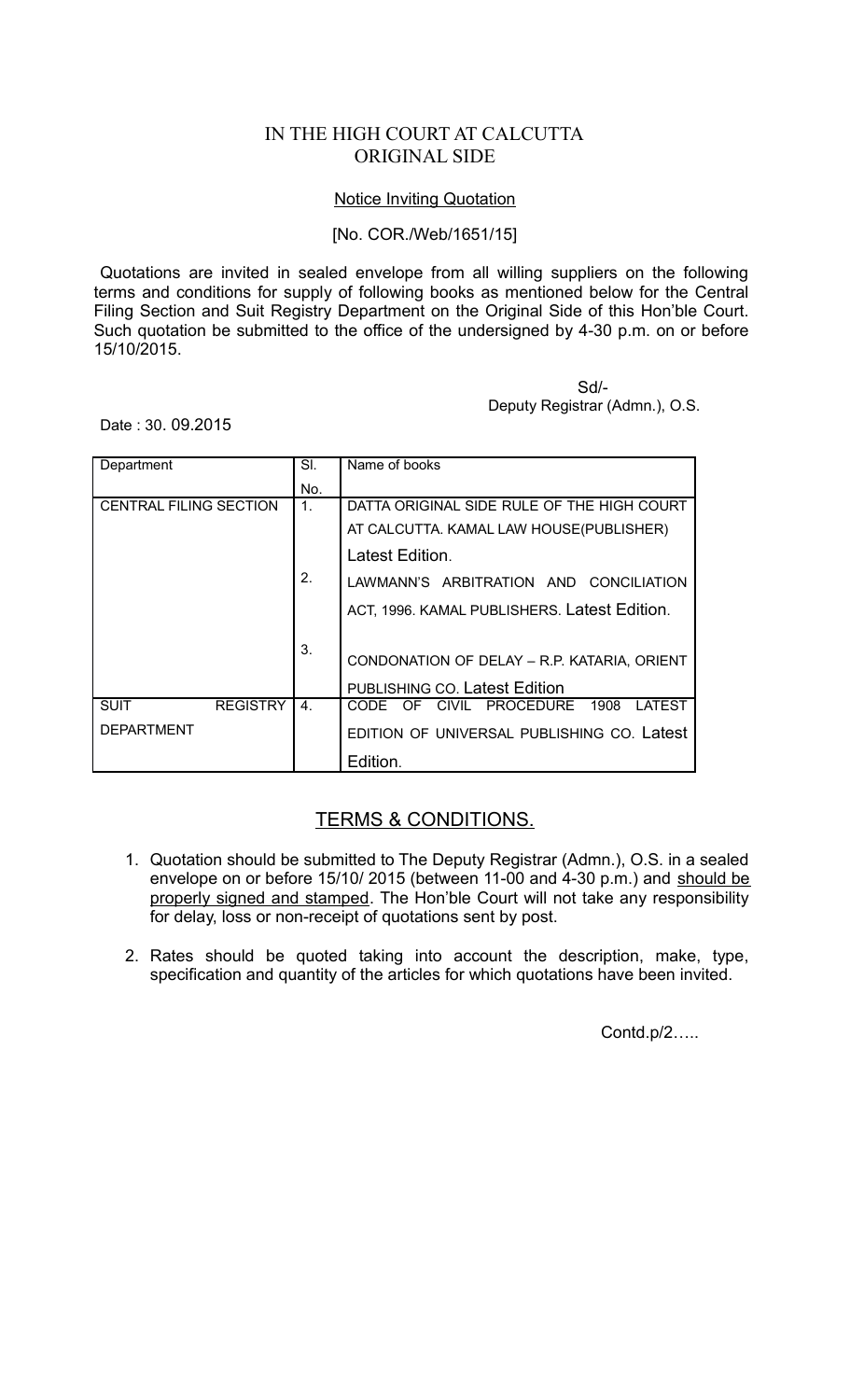# IN THE HIGH COURT AT CALCUTTA
## ORIGINAL SIDE

Notice Inviting Quotation

[No. COR./Web/1651/15]

Quotations are invited in sealed envelope from all willing suppliers on the following terms and conditions for supply of following books as mentioned below for the Central Filing Section and Suit Registry Department on the Original Side of this Hon'ble Court. Such quotation be submitted to the office of the undersigned by 4-30 p.m. on or before 15/10/2015.

Sd/-
Deputy Registrar (Admn.), O.S.

Date : 30. 09.2015

| Department | Sl. No. | Name of books |
|---|---|---|
| CENTRAL FILING SECTION | 1. | DATTA ORIGINAL SIDE RULE OF THE HIGH COURT AT CALCUTTA. KAMAL LAW HOUSE(PUBLISHER) Latest Edition. |
| | 2. | LAWMANN'S ARBITRATION AND CONCILIATION ACT, 1996. KAMAL PUBLISHERS. Latest Edition. |
| | 3. | CONDONATION OF DELAY – R.P. KATARIA, ORIENT PUBLISHING CO. Latest Edition |
| SUIT REGISTRY DEPARTMENT | 4. | CODE OF CIVIL PROCEDURE 1908 LATEST EDITION OF UNIVERSAL PUBLISHING CO. Latest Edition. |

## TERMS & CONDITIONS.

1. Quotation should be submitted to The Deputy Registrar (Admn.), O.S. in a sealed envelope on or before 15/10/ 2015 (between 11-00 and 4-30 p.m.) and should be properly signed and stamped. The Hon'ble Court will not take any responsibility for delay, loss or non-receipt of quotations sent by post.

2. Rates should be quoted taking into account the description, make, type, specification and quantity of the articles for which quotations have been invited.

Contd.p/2…..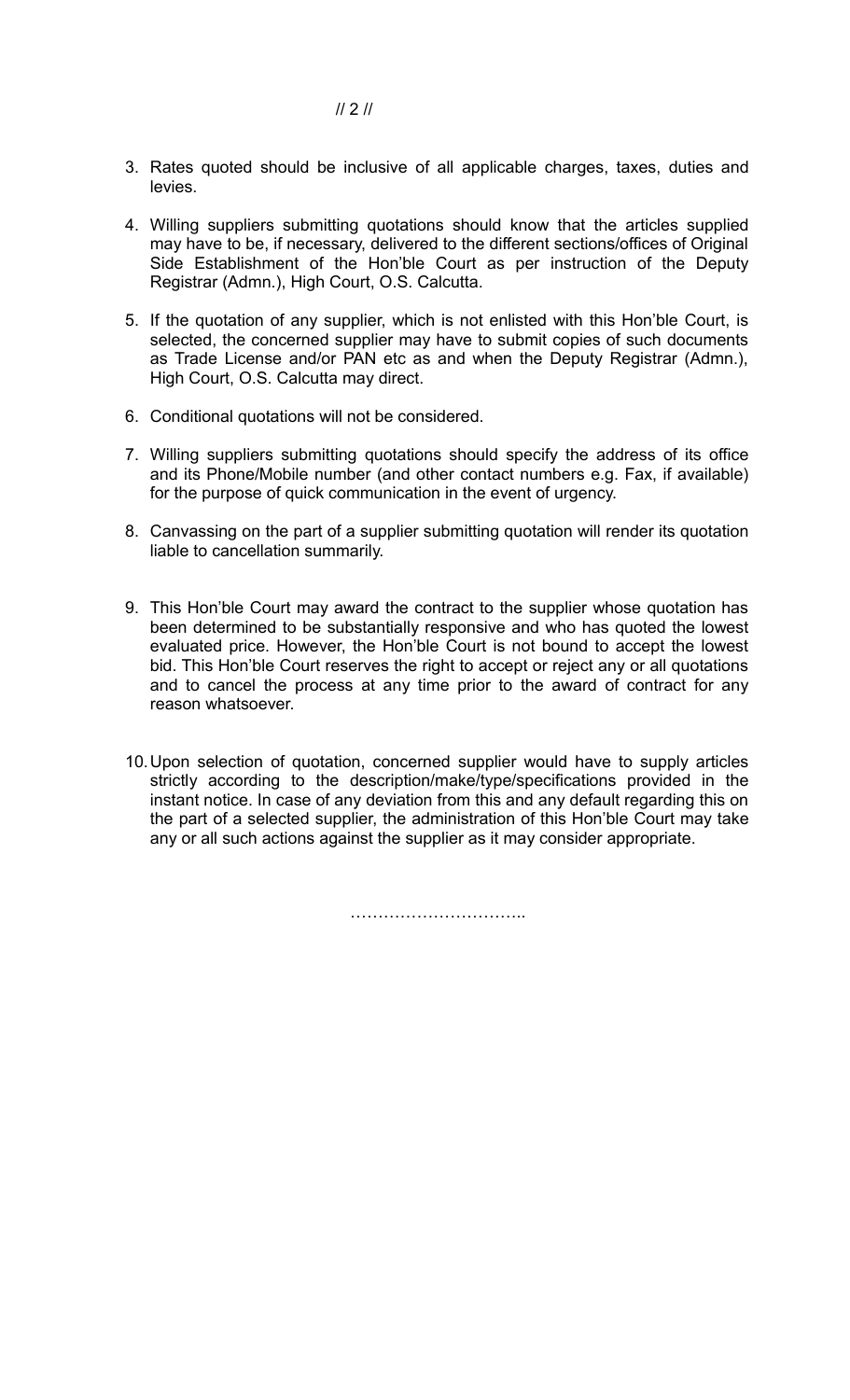3. Rates quoted should be inclusive of all applicable charges, taxes, duties and levies.

4. Willing suppliers submitting quotations should know that the articles supplied may have to be, if necessary, delivered to the different sections/offices of Original Side Establishment of the Hon'ble Court as per instruction of the Deputy Registrar (Admn.), High Court, O.S. Calcutta.

5. If the quotation of any supplier, which is not enlisted with this Hon'ble Court, is selected, the concerned supplier may have to submit copies of such documents as Trade License and/or PAN etc as and when the Deputy Registrar (Admn.), High Court, O.S. Calcutta may direct.

6. Conditional quotations will not be considered.

7. Willing suppliers submitting quotations should specify the address of its office and its Phone/Mobile number (and other contact numbers e.g. Fax, if available) for the purpose of quick communication in the event of urgency.

8. Canvassing on the part of a supplier submitting quotation will render its quotation liable to cancellation summarily.

9. This Hon'ble Court may award the contract to the supplier whose quotation has been determined to be substantially responsive and who has quoted the lowest evaluated price. However, the Hon'ble Court is not bound to accept the lowest bid. This Hon'ble Court reserves the right to accept or reject any or all quotations and to cancel the process at any time prior to the award of contract for any reason whatsoever.

10. Upon selection of quotation, concerned supplier would have to supply articles strictly according to the description/make/type/specifications provided in the instant notice. In case of any deviation from this and any default regarding this on the part of a selected supplier, the administration of this Hon'ble Court may take any or all such actions against the supplier as it may consider appropriate.

…………………………..